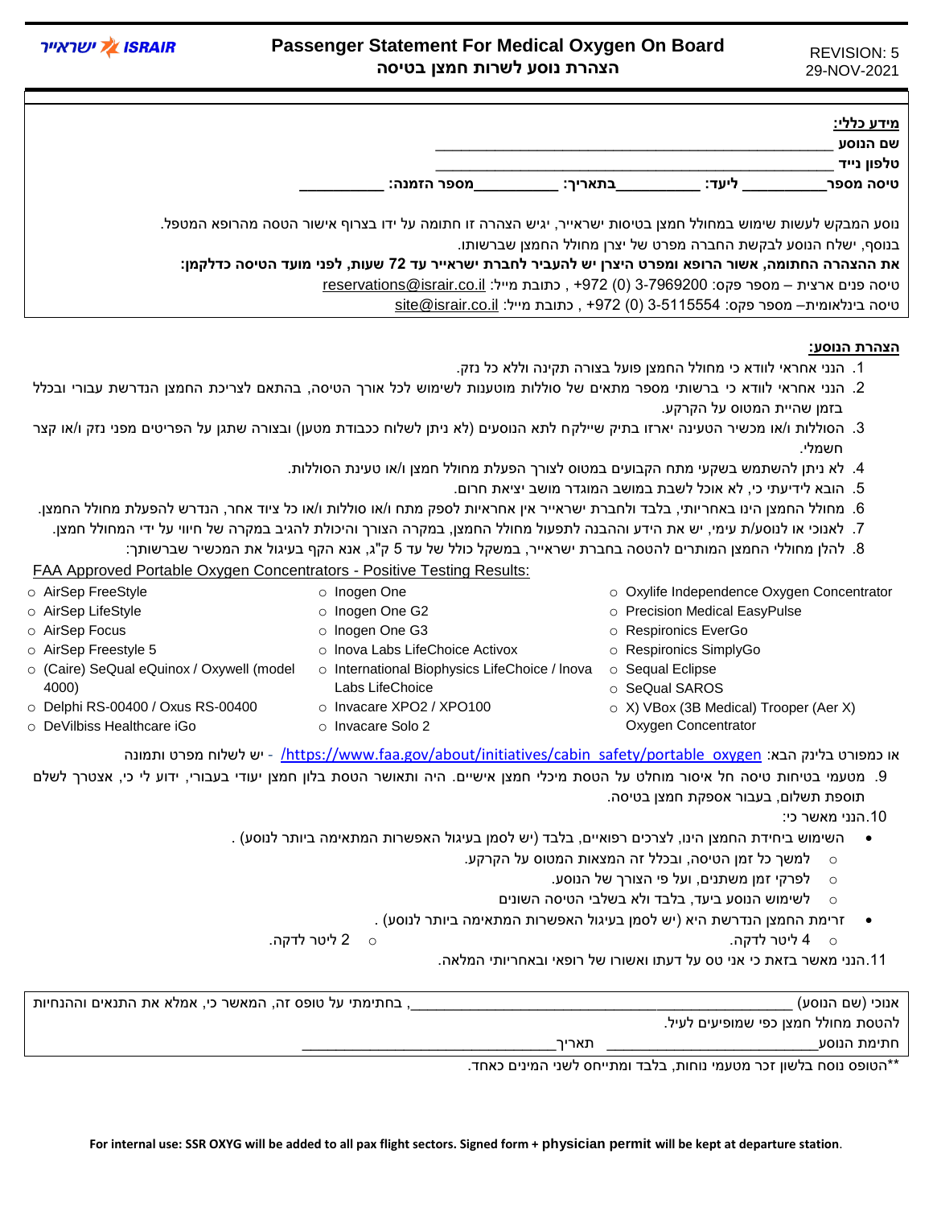# Passenger Statement For Medical Oxygen On Board
## הצהרת נוסע לשרות חמצן בטיסה

ישראייר ISRAIR

REVISION: 5
29-NOV-2021

**מידע כללי:**

**שם הנוסע** ______________________________________________

**טלפון נייד** ______________________________________________

**טיסה מספר**__________ **ליעד:** __________**בתאריך:** __________**מספר הזמנה:** __________

נוסע המבקש לעשות שימוש במחולל חמצן בטיסות ישראייר, יגיש הצהרה זו חתומה על ידו בצרוף אישור הטסה מהרופא המטפל.

בנוסף, ישלח הנוסע לבקשת החברה מפרט של יצרן מחולל החמצן שברשותו.

**את ההצהרה החתומה, אשור הרופא ומפרט היצרן יש להעביר לחברת ישראייר עד 72 שעות, לפני מועד הטיסה כדלקמן:**

טיסה פנים ארצית – מספר פקס: 3-7969200 (0) 972+ , כתובת מייל: reservations@israir.co.il

טיסה בינלאומית– מספר פקס: 3-5115554 (0) 972+ , כתובת מייל: site@israir.co.il

**הצהרת הנוסע:**

1. הנני אחראי לוודא כי מחולל החמצן פועל בצורה תקינה וללא כל נזק.
2. הנני אחראי לוודא כי ברשותי מספר מתאים של סוללות מוטענות לשימוש לכל אורך הטיסה, בהתאם לצריכת החמצן הנדרשת עבורי ובכלל בזמן שהייית המטוס על הקרקע.
3. הסוללות ו/או מכשיר הטעינה יארזו בתיק שיילקח לתא הנוסעים (לא ניתן לשלוח ככבודת מטען) ובצורה שתגן על הפריטים מפני נזק ו/או קצר חשמלי.
4. לא ניתן להשתמש בשקעי מתח הקבועים במטוס לצורך הפעלת מחולל חמצן ו/או טעינת הסוללות.
5. הובא לידיעתי כי, לא אוכל לשבת במושב המוגדר מושב יציאת חרום.
6. מחולל החמצן הינו באחריותי, בלבד ולחברת ישראייר אין אחראיות לספק מתח ו/או סוללות ו/או כל ציוד אחר, הנדרש להפעלת מחולל החמצן.
7. לאנוכי או לנוסע/ת עימי, יש את הידע וההבנה לתפעול מחולל החמצן, במקרה הצורך והיכולת להגיב במקרה של חיווי על ידי המחולל חמצן.
8. להלן מחוללי החמצן המותרים להטסה בחברת ישראייר, במשקל כולל של עד 5 ק"ג, אנא הקף בעיגול את המכשיר שברשותך:

FAA Approved Portable Oxygen Concentrators - Positive Testing Results:

- AirSep FreeStyle
- AirSep LifeStyle
- AirSep Focus
- AirSep Freestyle 5
- (Caire) SeQual eQuinox / Oxywell (model 4000)
- Delphi RS-00400 / Oxus RS-00400
- DeVilbiss Healthcare iGo
- Inogen One
- Inogen One G2
- Inogen One G3
- Inova Labs LifeChoice Activox
- International Biophysics LifeChoice / Inova Labs LifeChoice
- Invacare XPO2 / XPO100
- Invacare Solo 2
- Oxylife Independence Oxygen Concentrator
- Precision Medical EasyPulse
- Respironics EverGo
- Respironics SimplyGo
- Sequal Eclipse
- SeQual SAROS
- X) VBox (3B Medical) Trooper (Aer X) Oxygen Concentrator

או כמפורט בלינק הבא: https://www.faa.gov/about/initiatives/cabin_safety/portable_oxygen/ - יש לשלוח מפרט ותמונה

9. מטעמי בטיחות טיסה חל איסור מוחלט על הטסת מיכלי חמצן אישיים. היה ותאושר הטסת בלון חמצן יעודי עבורי, ידוע לי כי, אצטרך לשלם תוספת תשלום, בעבור אספקת חמצן בטיסה.
10. הנני מאשר כי:
    - השימוש ביחידת החמצן הינו, לצרכים רפואיים, בלבד (יש לסמן בעיגול האפשרות המתאימה ביותר לנוסע) .
      - למשך כל זמן הטיסה, ובכלל זה המצאות המטוס על הקרקע.
      - לפרקי זמן משתנים, ועל פי הצורך של הנוסע.
      - לשימוש הנוסע ביעד, בלבד ולא בשלבי הטיסה השונים
    - זרימת החמצן הנדרשת היא (יש לסמן בעיגול האפשרות המתאימה ביותר לנוסע) .
      - 4 ליטר לדקה.
      - 2 ליטר לדקה.
11. הנני מאשר בזאת כי אני טס על דעתו ואשורו של רופאי ובאחריותי המלאה.

אנוכי (שם הנוסע) ______________________________________________, בחתימתי על טופס זה, המאשר כי, אמלא את התנאים וההנחיות להטסת מחולל חמצן כפי שמופיעים לעיל.

חתימת הנוסע__________________________ תאריך_________________________________

**הטופס נוסח בלשון זכר מטעמי נוחות, בלבד ומתייחס לשני המינים כאחד.

**For internal use: SSR OXYG will be added to all pax flight sectors. Signed form + physician permit will be kept at departure station.**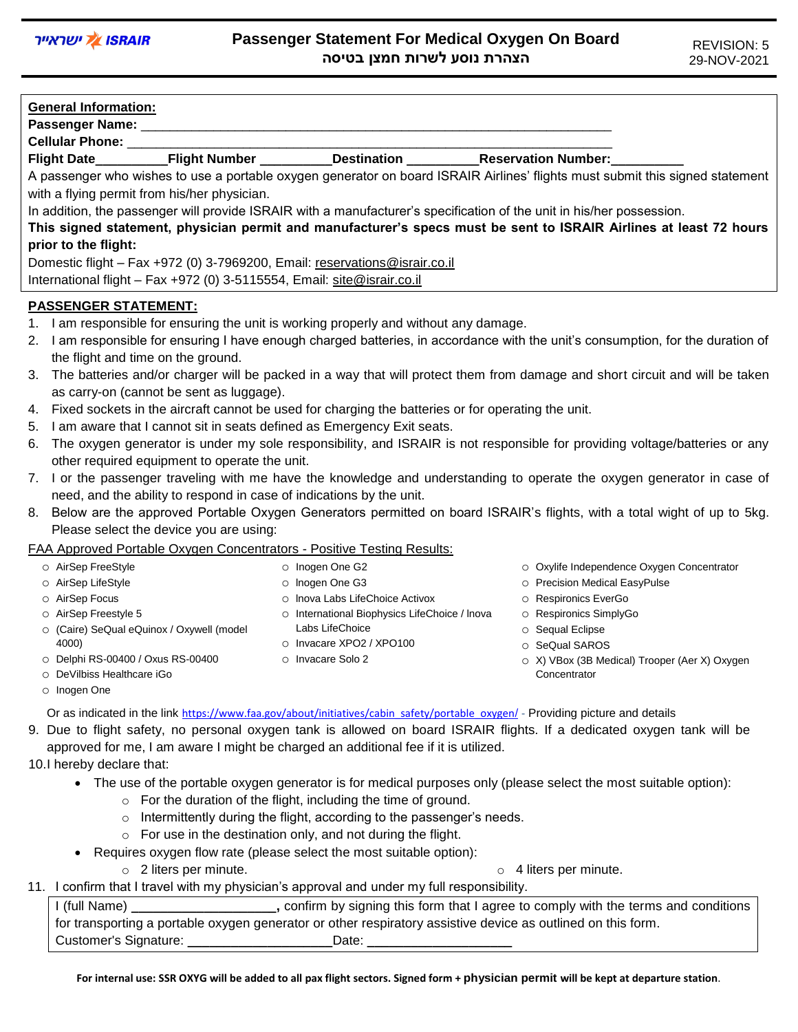# Passenger Statement For Medical Oxygen On Board

**הצהרת נוסע לשרות חמצן בטיסה**

REVISION: 5
29-NOV-2021

**General Information:**

**Passenger Name:** ___________________________________________________________

**Cellular Phone:** ___________________________________________________________

**Flight Date**__________**Flight Number** __________**Destination** __________**Reservation Number:**__________

A passenger who wishes to use a portable oxygen generator on board ISRAIR Airlines' flights must submit this signed statement with a flying permit from his/her physician.

In addition, the passenger will provide ISRAIR with a manufacturer's specification of the unit in his/her possession.

**This signed statement, physician permit and manufacturer's specs must be sent to ISRAIR Airlines at least 72 hours prior to the flight:**

Domestic flight – Fax +972 (0) 3-7969200, Email: reservations@israir.co.il

International flight – Fax +972 (0) 3-5115554, Email: site@israir.co.il

**PASSENGER STATEMENT:**

1. I am responsible for ensuring the unit is working properly and without any damage.
2. I am responsible for ensuring I have enough charged batteries, in accordance with the unit's consumption, for the duration of the flight and time on the ground.
3. The batteries and/or charger will be packed in a way that will protect them from damage and short circuit and will be taken as carry-on (cannot be sent as luggage).
4. Fixed sockets in the aircraft cannot be used for charging the batteries or for operating the unit.
5. I am aware that I cannot sit in seats defined as Emergency Exit seats.
6. The oxygen generator is under my sole responsibility, and ISRAIR is not responsible for providing voltage/batteries or any other required equipment to operate the unit.
7. I or the passenger traveling with me have the knowledge and understanding to operate the oxygen generator in case of need, and the ability to respond in case of indications by the unit.
8. Below are the approved Portable Oxygen Generators permitted on board ISRAIR's flights, with a total wight of up to 5kg. Please select the device you are using:

FAA Approved Portable Oxygen Concentrators - Positive Testing Results:

- ○ AirSep FreeStyle
- ○ AirSep LifeStyle
- ○ AirSep Focus
- ○ AirSep Freestyle 5
- ○ (Caire) SeQual eQuinox / Oxywell (model 4000)
- ○ Delphi RS-00400 / Oxus RS-00400
- ○ DeVilbiss Healthcare iGo
- ○ Inogen One
- ○ Inogen One G2
- ○ Inogen One G3
- ○ Inova Labs LifeChoice Activox
- ○ International Biophysics LifeChoice / Inova Labs LifeChoice
- ○ Invacare XPO2 / XPO100
- ○ Invacare Solo 2
- ○ Oxylife Independence Oxygen Concentrator
- ○ Precision Medical EasyPulse
- ○ Respironics EverGo
- ○ Respironics SimplyGo
- ○ Sequal Eclipse
- ○ SeQual SAROS
- ○ X) VBox (3B Medical) Trooper (Aer X) Oxygen Concentrator

Or as indicated in the link https://www.faa.gov/about/initiatives/cabin_safety/portable_oxygen/ - Providing picture and details

9. Due to flight safety, no personal oxygen tank is allowed on board ISRAIR flights. If a dedicated oxygen tank will be approved for me, I am aware I might be charged an additional fee if it is utilized.
10. I hereby declare that:
    - The use of the portable oxygen generator is for medical purposes only (please select the most suitable option):
        - ○ For the duration of the flight, including the time of ground.
        - ○ Intermittently during the flight, according to the passenger's needs.
        - ○ For use in the destination only, and not during the flight.
    - Requires oxygen flow rate (please select the most suitable option):
        - ○ 2 liters per minute.
        - ○ 4 liters per minute.
11. I confirm that I travel with my physician's approval and under my full responsibility.

I (full Name) ____________________**,** confirm by signing this form that I agree to comply with the terms and conditions for transporting a portable oxygen generator or other respiratory assistive device as outlined on this form.

Customer's Signature: ____________________Date: ____________________

**For internal use: SSR OXYG will be added to all pax flight sectors. Signed form + physician permit will be kept at departure station.**